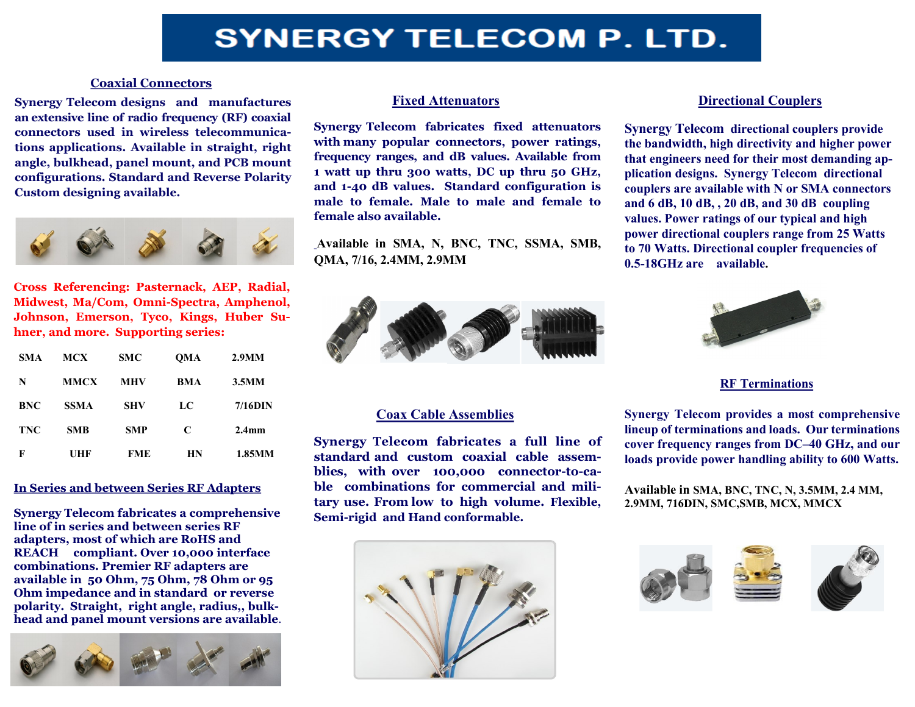# SYNERGY TELECOM P. LTD.

## Coaxial Connectors

**Synergy Telecom designs and manufactures an extensive line of radio frequency (RF) coaxial connectors used in wireless telecommunications applications. Available in straight, right angle, bulkhead, panel mount, and PCB mount configurations. Standard and Reverse Polarity Custom designing available.**

**Cross Referencing: Pasternack, AEP, Radial, Midwest, Ma/Com, Omni-Spectra, Amphenol, Johnson, Emerson, Tyco, Kings, Huber Suhner, and more. Supporting series:**

| | | | | |
|---|---|---|---|---|
| SMA | MCX | SMC | QMA | 2.9MM |
| N | MMCX | MHV | BMA | 3.5MM |
| BNC | SSMA | SHV | LC | 7/16DIN |
| TNC | SMB | SMP | C | 2.4mm |
| F | UHF | FME | HN | 1.85MM |

## In Series and between Series RF Adapters

**Synergy Telecom fabricates a comprehensive line of in series and between series RF adapters, most of which are RoHS and REACH compliant. Over 10,000 interface combinations. Premier RF adapters are available in 50 Ohm, 75 Ohm, 78 Ohm or 95 Ohm impedance and in standard or reverse polarity. Straight, right angle, radius,, bulkhead and panel mount versions are available.**

## Fixed Attenuators

**Synergy Telecom fabricates fixed attenuators with many popular connectors, power ratings, frequency ranges, and dB values. Available from 1 watt up thru 300 watts, DC up thru 50 GHz, and 1-40 dB values. Standard configuration is male to female. Male to male and female to female also available.**

**Available in SMA, N, BNC, TNC, SSMA, SMB, QMA, 7/16, 2.4MM, 2.9MM**

## Coax Cable Assemblies

**Synergy Telecom fabricates a full line of standard and custom coaxial cable assemblies, with over 100,000 connector-to-cable combinations for commercial and military use. From low to high volume. Flexible, Semi-rigid and Hand conformable.**

## Directional Couplers

**Synergy Telecom directional couplers provide the bandwidth, high directivity and higher power that engineers need for their most demanding application designs. Synergy Telecom directional couplers are available with N or SMA connectors and 6 dB, 10 dB, , 20 dB, and 30 dB coupling values. Power ratings of our typical and high power directional couplers range from 25 Watts to 70 Watts. Directional coupler frequencies of 0.5-18GHz are available.**

## RF Terminations

**Synergy Telecom provides a most comprehensive lineup of terminations and loads. Our terminations cover frequency ranges from DC–40 GHz, and our loads provide power handling ability to 600 Watts.**

**Available in SMA, BNC, TNC, N, 3.5MM, 2.4 MM, 2.9MM, 716DIN, SMC,SMB, MCX, MMCX**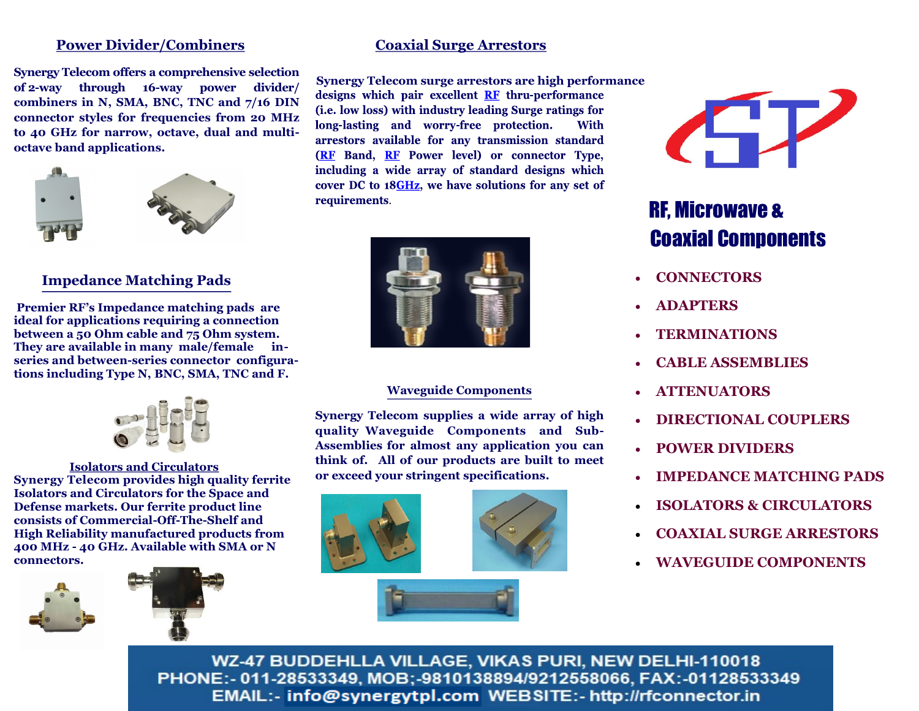## Power Divider/Combiners

**Synergy Telecom offers a comprehensive selection of 2-way through 16-way power divider/ combiners in N, SMA, BNC, TNC and 7/16 DIN connector styles for frequencies from 20 MHz to 40 GHz for narrow, octave, dual and multi-octave band applications.**

## Impedance Matching Pads

**Premier RF's Impedance matching pads are ideal for applications requiring a connection between a 50 Ohm cable and 75 Ohm system. They are available in many male/female in-series and between-series connector configurations including Type N, BNC, SMA, TNC and F.**

## Isolators and Circulators

**Synergy Telecom provides high quality ferrite Isolators and Circulators for the Space and Defense markets. Our ferrite product line consists of Commercial-Off-The-Shelf and High Reliability manufactured products from 400 MHz - 40 GHz. Available with SMA or N connectors.**

## Coaxial Surge Arrestors

**Synergy Telecom surge arrestors are high performance designs which pair excellent RF thru-performance (i.e. low loss) with industry leading Surge ratings for long-lasting and worry-free protection. With arrestors available for any transmission standard (RF Band, RF Power level) or connector Type, including a wide array of standard designs which cover DC to 18GHz, we have solutions for any set of requirements.**

## Waveguide Components

**Synergy Telecom supplies a wide array of high quality Waveguide Components and Sub-Assemblies for almost any application you can think of. All of our products are built to meet or exceed your stringent specifications.**

# RF, Microwave & Coaxial Components

- **CONNECTORS**
- **ADAPTERS**
- **TERMINATIONS**
- **CABLE ASSEMBLIES**
- **ATTENUATORS**
- **DIRECTIONAL COUPLERS**
- **POWER DIVIDERS**
- **IMPEDANCE MATCHING PADS**
- **ISOLATORS & CIRCULATORS**
- **COAXIAL SURGE ARRESTORS**
- **WAVEGUIDE COMPONENTS**

**WZ-47 BUDDEHLLA VILLAGE, VIKAS PURI, NEW DELHI-110018**
**PHONE:- 011-28533349, MOB;-9810138894/9212558066, FAX:-01128533349**
**EMAIL:- info@synergytpl.com WEBSITE:- http://rfconnector.in**